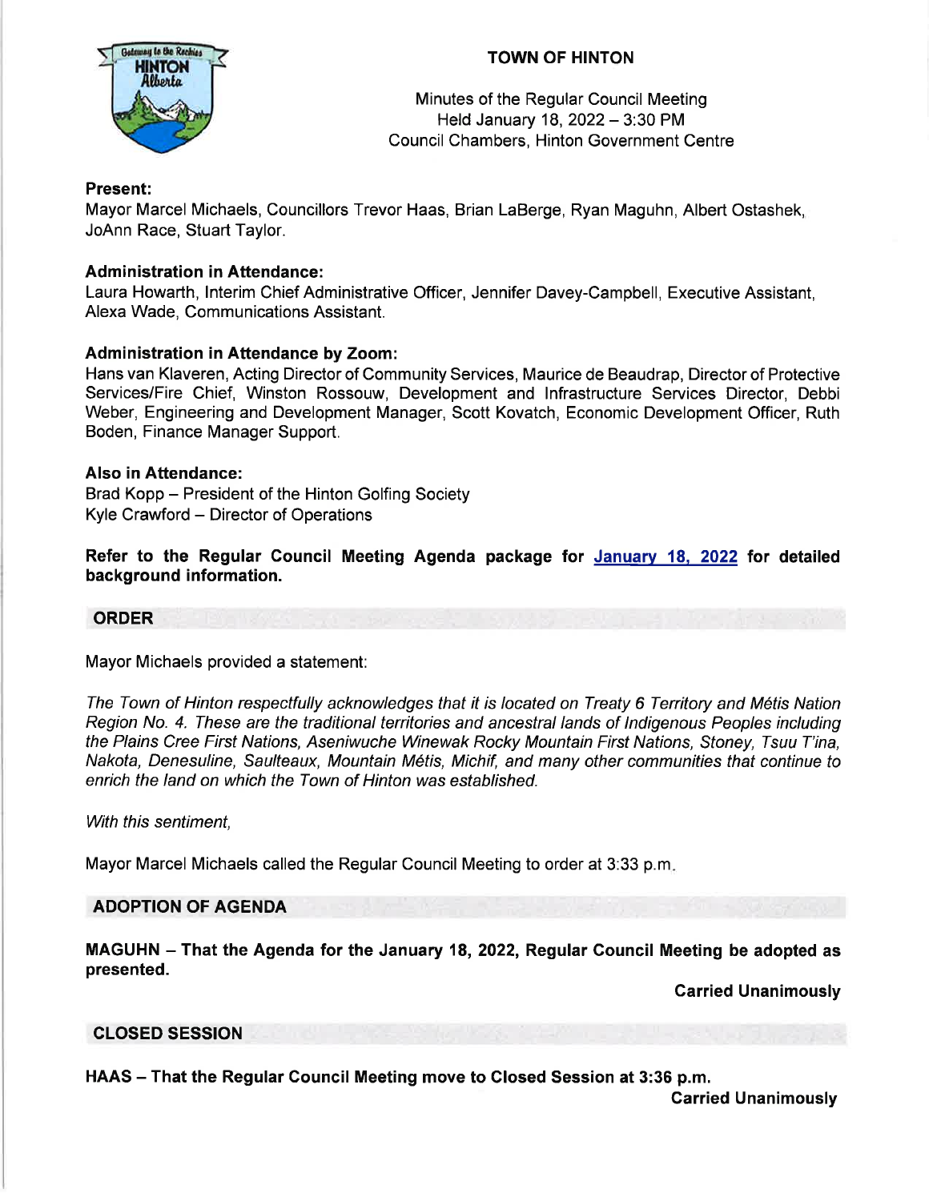# TOWN OF HINTON

Minutes of the Regular Council Meeting
Held January 18, 2022 – 3:30 PM
Council Chambers, Hinton Government Centre

**Present:**
Mayor Marcel Michaels, Councillors Trevor Haas, Brian LaBerge, Ryan Maguhn, Albert Ostashek, JoAnn Race, Stuart Taylor.

**Administration in Attendance:**
Laura Howarth, Interim Chief Administrative Officer, Jennifer Davey-Campbell, Executive Assistant, Alexa Wade, Communications Assistant.

**Administration in Attendance by Zoom:**
Hans van Klaveren, Acting Director of Community Services, Maurice de Beaudrap, Director of Protective Services/Fire Chief, Winston Rossouw, Development and Infrastructure Services Director, Debbi Weber, Engineering and Development Manager, Scott Kovatch, Economic Development Officer, Ruth Boden, Finance Manager Support.

**Also in Attendance:**
Brad Kopp – President of the Hinton Golfing Society
Kyle Crawford – Director of Operations

**Refer to the Regular Council Meeting Agenda package for January 18, 2022 for detailed background information.**

## ORDER

Mayor Michaels provided a statement:

*The Town of Hinton respectfully acknowledges that it is located on Treaty 6 Territory and Métis Nation Region No. 4. These are the traditional territories and ancestral lands of Indigenous Peoples including the Plains Cree First Nations, Aseniwuche Winewak Rocky Mountain First Nations, Stoney, Tsuu T'ina, Nakota, Denesuline, Saulteaux, Mountain Métis, Michif, and many other communities that continue to enrich the land on which the Town of Hinton was established.*

*With this sentiment,*

Mayor Marcel Michaels called the Regular Council Meeting to order at 3:33 p.m.

## ADOPTION OF AGENDA

**MAGUHN – That the Agenda for the January 18, 2022, Regular Council Meeting be adopted as presented.**

**Carried Unanimously**

## CLOSED SESSION

**HAAS – That the Regular Council Meeting move to Closed Session at 3:36 p.m.**

**Carried Unanimously**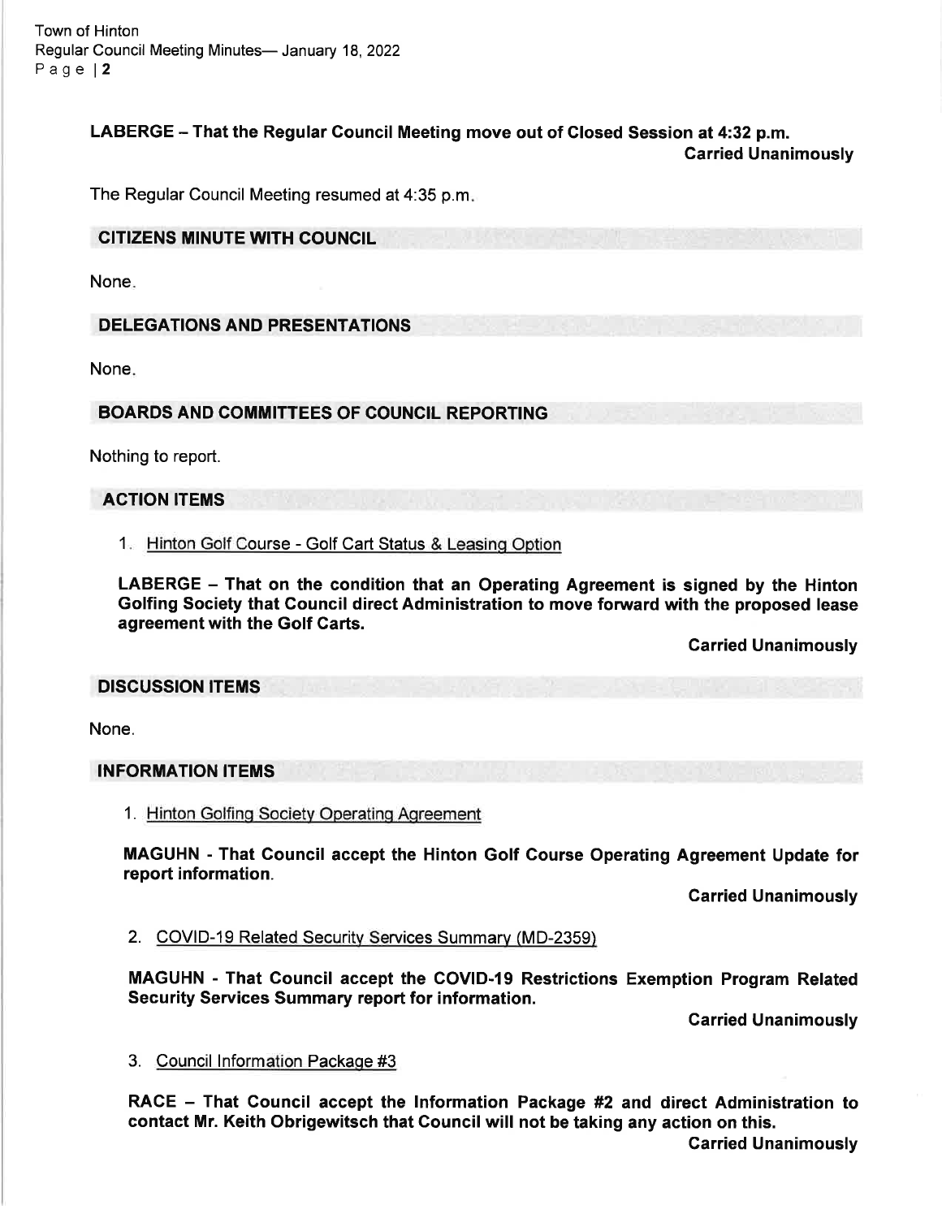**LABERGE – That the Regular Council Meeting move out of Closed Session at 4:32 p.m.**
**Carried Unanimously**

The Regular Council Meeting resumed at 4:35 p.m.

## CITIZENS MINUTE WITH COUNCIL

None.

## DELEGATIONS AND PRESENTATIONS

None.

## BOARDS AND COMMITTEES OF COUNCIL REPORTING

Nothing to report.

## ACTION ITEMS

1. Hinton Golf Course - Golf Cart Status & Leasing Option

**LABERGE – That on the condition that an Operating Agreement is signed by the Hinton Golfing Society that Council direct Administration to move forward with the proposed lease agreement with the Golf Carts.**

**Carried Unanimously**

## DISCUSSION ITEMS

None.

## INFORMATION ITEMS

1. Hinton Golfing Society Operating Agreement

**MAGUHN - That Council accept the Hinton Golf Course Operating Agreement Update for report information.**

**Carried Unanimously**

2. COVID-19 Related Security Services Summary (MD-2359)

**MAGUHN - That Council accept the COVID-19 Restrictions Exemption Program Related Security Services Summary report for information.**

**Carried Unanimously**

3. Council Information Package #3

**RACE – That Council accept the Information Package #2 and direct Administration to contact Mr. Keith Obrigewitsch that Council will not be taking any action on this.**

**Carried Unanimously**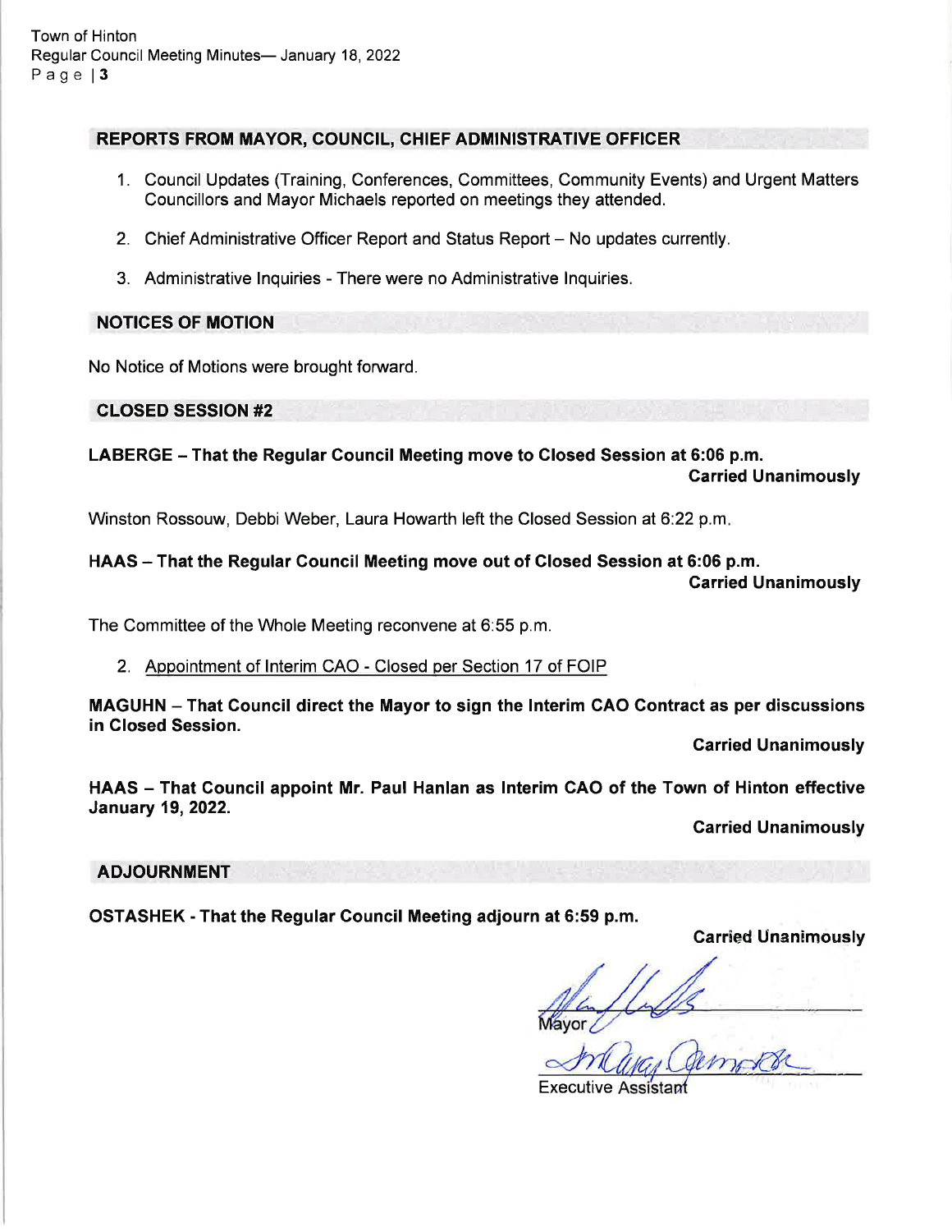## REPORTS FROM MAYOR, COUNCIL, CHIEF ADMINISTRATIVE OFFICER

1. Council Updates (Training, Conferences, Committees, Community Events) and Urgent Matters
   Councillors and Mayor Michaels reported on meetings they attended.

2. Chief Administrative Officer Report and Status Report – No updates currently.

3. Administrative Inquiries - There were no Administrative Inquiries.

## NOTICES OF MOTION

No Notice of Motions were brought forward.

## CLOSED SESSION #2

**LABERGE – That the Regular Council Meeting move to Closed Session at 6:06 p.m.**
**Carried Unanimously**

Winston Rossouw, Debbi Weber, Laura Howarth left the Closed Session at 6:22 p.m.

**HAAS – That the Regular Council Meeting move out of Closed Session at 6:06 p.m.**
**Carried Unanimously**

The Committee of the Whole Meeting reconvene at 6:55 p.m.

2. Appointment of Interim CAO - Closed per Section 17 of FOIP

**MAGUHN – That Council direct the Mayor to sign the Interim CAO Contract as per discussions in Closed Session.**
**Carried Unanimously**

**HAAS – That Council appoint Mr. Paul Hanlan as Interim CAO of the Town of Hinton effective January 19, 2022.**
**Carried Unanimously**

## ADJOURNMENT

**OSTASHEK - That the Regular Council Meeting adjourn at 6:59 p.m.**
**Carried Unanimously**

Mayor

Executive Assistant